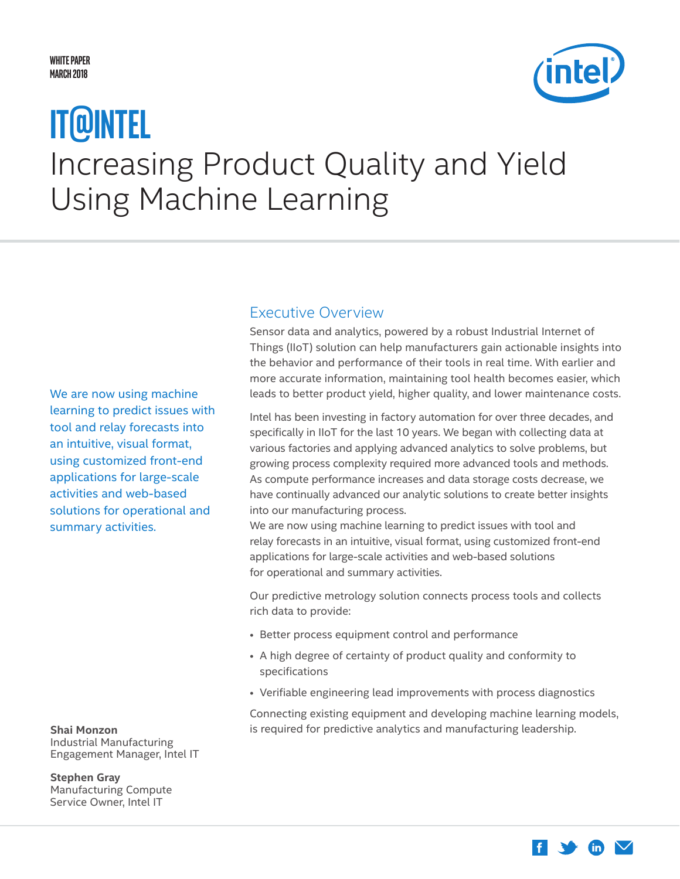WHITE PAPER
MARCH 2018

# IT@INTEL

# Increasing Product Quality and Yield Using Machine Learning

We are now using machine learning to predict issues with tool and relay forecasts into an intuitive, visual format, using customized front-end applications for large-scale activities and web-based solutions for operational and summary activities.

**Shai Monzon**
Industrial Manufacturing Engagement Manager, Intel IT

**Stephen Gray**
Manufacturing Compute Service Owner, Intel IT

## Executive Overview

Sensor data and analytics, powered by a robust Industrial Internet of Things (IIoT) solution can help manufacturers gain actionable insights into the behavior and performance of their tools in real time. With earlier and more accurate information, maintaining tool health becomes easier, which leads to better product yield, higher quality, and lower maintenance costs.

Intel has been investing in factory automation for over three decades, and specifically in IIoT for the last 10 years. We began with collecting data at various factories and applying advanced analytics to solve problems, but growing process complexity required more advanced tools and methods. As compute performance increases and data storage costs decrease, we have continually advanced our analytic solutions to create better insights into our manufacturing process.

We are now using machine learning to predict issues with tool and relay forecasts in an intuitive, visual format, using customized front-end applications for large-scale activities and web-based solutions for operational and summary activities.

Our predictive metrology solution connects process tools and collects rich data to provide:

- Better process equipment control and performance
- A high degree of certainty of product quality and conformity to specifications
- Verifiable engineering lead improvements with process diagnostics

Connecting existing equipment and developing machine learning models, is required for predictive analytics and manufacturing leadership.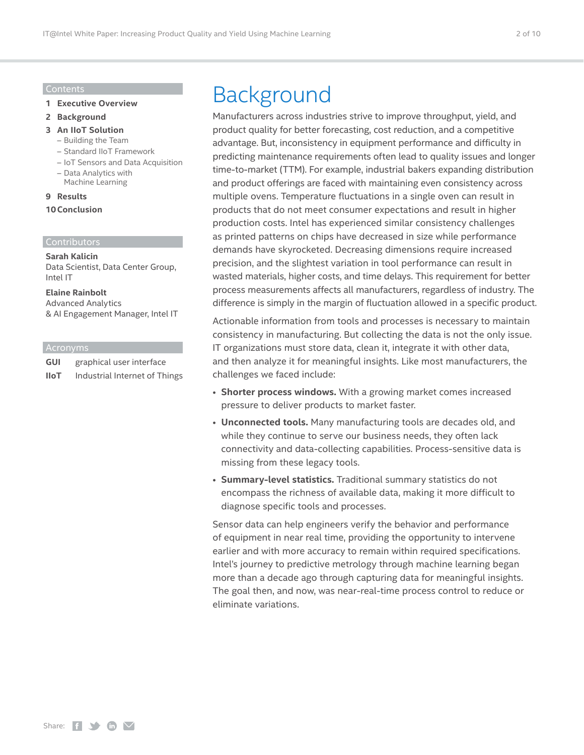## Contents

1 **Executive Overview**

2 **Background**

3 **An IIoT Solution**
- Building the Team
- Standard IIoT Framework
- IoT Sensors and Data Acquisition
- Data Analytics with Machine Learning

9 **Results**

10 **Conclusion**

## Contributors

**Sarah Kalicin**
Data Scientist, Data Center Group, Intel IT

**Elaine Rainbolt**
Advanced Analytics & AI Engagement Manager, Intel IT

## Acronyms

| | |
|---|---|
| **GUI** | graphical user interface |
| **IIoT** | Industrial Internet of Things |

# Background

Manufacturers across industries strive to improve throughput, yield, and product quality for better forecasting, cost reduction, and a competitive advantage. But, inconsistency in equipment performance and difficulty in predicting maintenance requirements often lead to quality issues and longer time-to-market (TTM). For example, industrial bakers expanding distribution and product offerings are faced with maintaining even consistency across multiple ovens. Temperature fluctuations in a single oven can result in products that do not meet consumer expectations and result in higher production costs. Intel has experienced similar consistency challenges as printed patterns on chips have decreased in size while performance demands have skyrocketed. Decreasing dimensions require increased precision, and the slightest variation in tool performance can result in wasted materials, higher costs, and time delays. This requirement for better process measurements affects all manufacturers, regardless of industry. The difference is simply in the margin of fluctuation allowed in a specific product.

Actionable information from tools and processes is necessary to maintain consistency in manufacturing. But collecting the data is not the only issue. IT organizations must store data, clean it, integrate it with other data, and then analyze it for meaningful insights. Like most manufacturers, the challenges we faced include:

- **Shorter process windows.** With a growing market comes increased pressure to deliver products to market faster.
- **Unconnected tools.** Many manufacturing tools are decades old, and while they continue to serve our business needs, they often lack connectivity and data-collecting capabilities. Process-sensitive data is missing from these legacy tools.
- **Summary-level statistics.** Traditional summary statistics do not encompass the richness of available data, making it more difficult to diagnose specific tools and processes.

Sensor data can help engineers verify the behavior and performance of equipment in near real time, providing the opportunity to intervene earlier and with more accuracy to remain within required specifications. Intel's journey to predictive metrology through machine learning began more than a decade ago through capturing data for meaningful insights. The goal then, and now, was near-real-time process control to reduce or eliminate variations.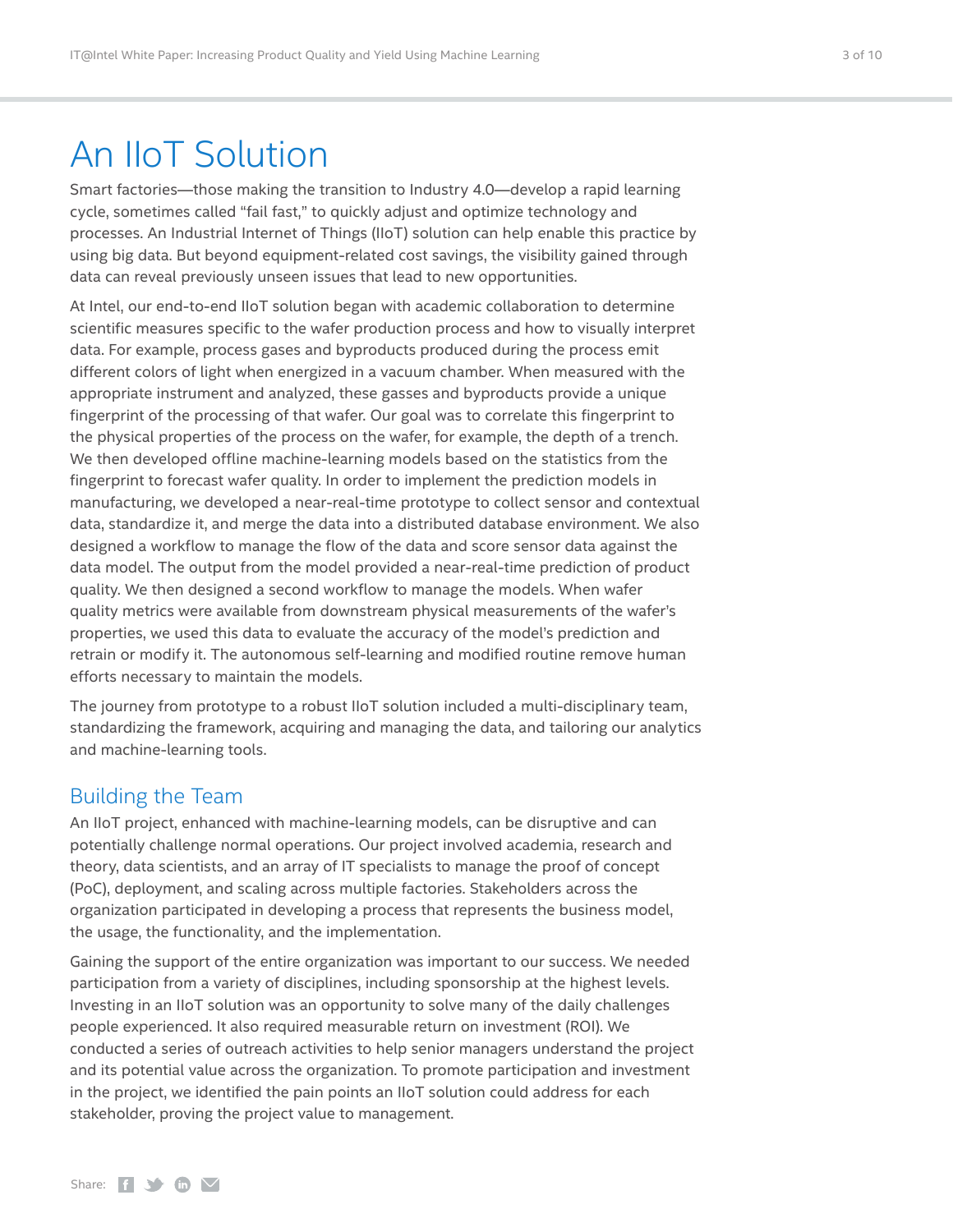# An IIoT Solution

Smart factories—those making the transition to Industry 4.0—develop a rapid learning cycle, sometimes called "fail fast," to quickly adjust and optimize technology and processes. An Industrial Internet of Things (IIoT) solution can help enable this practice by using big data. But beyond equipment-related cost savings, the visibility gained through data can reveal previously unseen issues that lead to new opportunities.

At Intel, our end-to-end IIoT solution began with academic collaboration to determine scientific measures specific to the wafer production process and how to visually interpret data. For example, process gases and byproducts produced during the process emit different colors of light when energized in a vacuum chamber. When measured with the appropriate instrument and analyzed, these gasses and byproducts provide a unique fingerprint of the processing of that wafer. Our goal was to correlate this fingerprint to the physical properties of the process on the wafer, for example, the depth of a trench. We then developed offline machine-learning models based on the statistics from the fingerprint to forecast wafer quality. In order to implement the prediction models in manufacturing, we developed a near-real-time prototype to collect sensor and contextual data, standardize it, and merge the data into a distributed database environment. We also designed a workflow to manage the flow of the data and score sensor data against the data model. The output from the model provided a near-real-time prediction of product quality. We then designed a second workflow to manage the models. When wafer quality metrics were available from downstream physical measurements of the wafer's properties, we used this data to evaluate the accuracy of the model's prediction and retrain or modify it. The autonomous self-learning and modified routine remove human efforts necessary to maintain the models.

The journey from prototype to a robust IIoT solution included a multi-disciplinary team, standardizing the framework, acquiring and managing the data, and tailoring our analytics and machine-learning tools.

## Building the Team

An IIoT project, enhanced with machine-learning models, can be disruptive and can potentially challenge normal operations. Our project involved academia, research and theory, data scientists, and an array of IT specialists to manage the proof of concept (PoC), deployment, and scaling across multiple factories. Stakeholders across the organization participated in developing a process that represents the business model, the usage, the functionality, and the implementation.

Gaining the support of the entire organization was important to our success. We needed participation from a variety of disciplines, including sponsorship at the highest levels. Investing in an IIoT solution was an opportunity to solve many of the daily challenges people experienced. It also required measurable return on investment (ROI). We conducted a series of outreach activities to help senior managers understand the project and its potential value across the organization. To promote participation and investment in the project, we identified the pain points an IIoT solution could address for each stakeholder, proving the project value to management.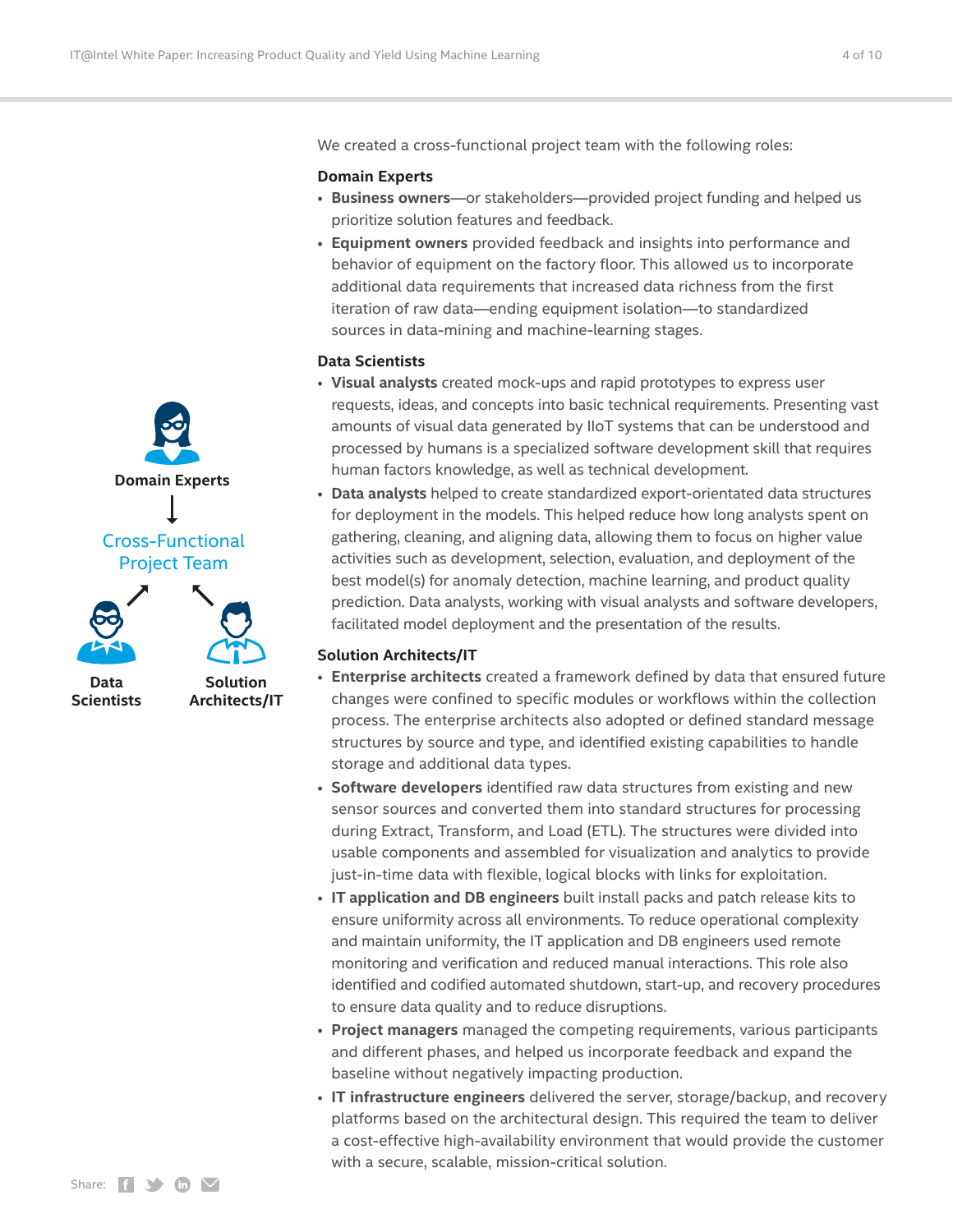We created a cross-functional project team with the following roles:

**Domain Experts**

- **Business owners**—or stakeholders—provided project funding and helped us prioritize solution features and feedback.
- **Equipment owners** provided feedback and insights into performance and behavior of equipment on the factory floor. This allowed us to incorporate additional data requirements that increased data richness from the first iteration of raw data—ending equipment isolation—to standardized sources in data-mining and machine-learning stages.

**Data Scientists**

- **Visual analysts** created mock-ups and rapid prototypes to express user requests, ideas, and concepts into basic technical requirements. Presenting vast amounts of visual data generated by IIoT systems that can be understood and processed by humans is a specialized software development skill that requires human factors knowledge, as well as technical development.
- **Data analysts** helped to create standardized export-orientated data structures for deployment in the models. This helped reduce how long analysts spent on gathering, cleaning, and aligning data, allowing them to focus on higher value activities such as development, selection, evaluation, and deployment of the best model(s) for anomaly detection, machine learning, and product quality prediction. Data analysts, working with visual analysts and software developers, facilitated model deployment and the presentation of the results.

**Solution Architects/IT**

- **Enterprise architects** created a framework defined by data that ensured future changes were confined to specific modules or workflows within the collection process. The enterprise architects also adopted or defined standard message structures by source and type, and identified existing capabilities to handle storage and additional data types.
- **Software developers** identified raw data structures from existing and new sensor sources and converted them into standard structures for processing during Extract, Transform, and Load (ETL). The structures were divided into usable components and assembled for visualization and analytics to provide just-in-time data with flexible, logical blocks with links for exploitation.
- **IT application and DB engineers** built install packs and patch release kits to ensure uniformity across all environments. To reduce operational complexity and maintain uniformity, the IT application and DB engineers used remote monitoring and verification and reduced manual interactions. This role also identified and codified automated shutdown, start-up, and recovery procedures to ensure data quality and to reduce disruptions.
- **Project managers** managed the competing requirements, various participants and different phases, and helped us incorporate feedback and expand the baseline without negatively impacting production.
- **IT infrastructure engineers** delivered the server, storage/backup, and recovery platforms based on the architectural design. This required the team to deliver a cost-effective high-availability environment that would provide the customer with a secure, scalable, mission-critical solution.

Domain Experts → Cross-Functional Project Team ← Data Scientists, Solution Architects/IT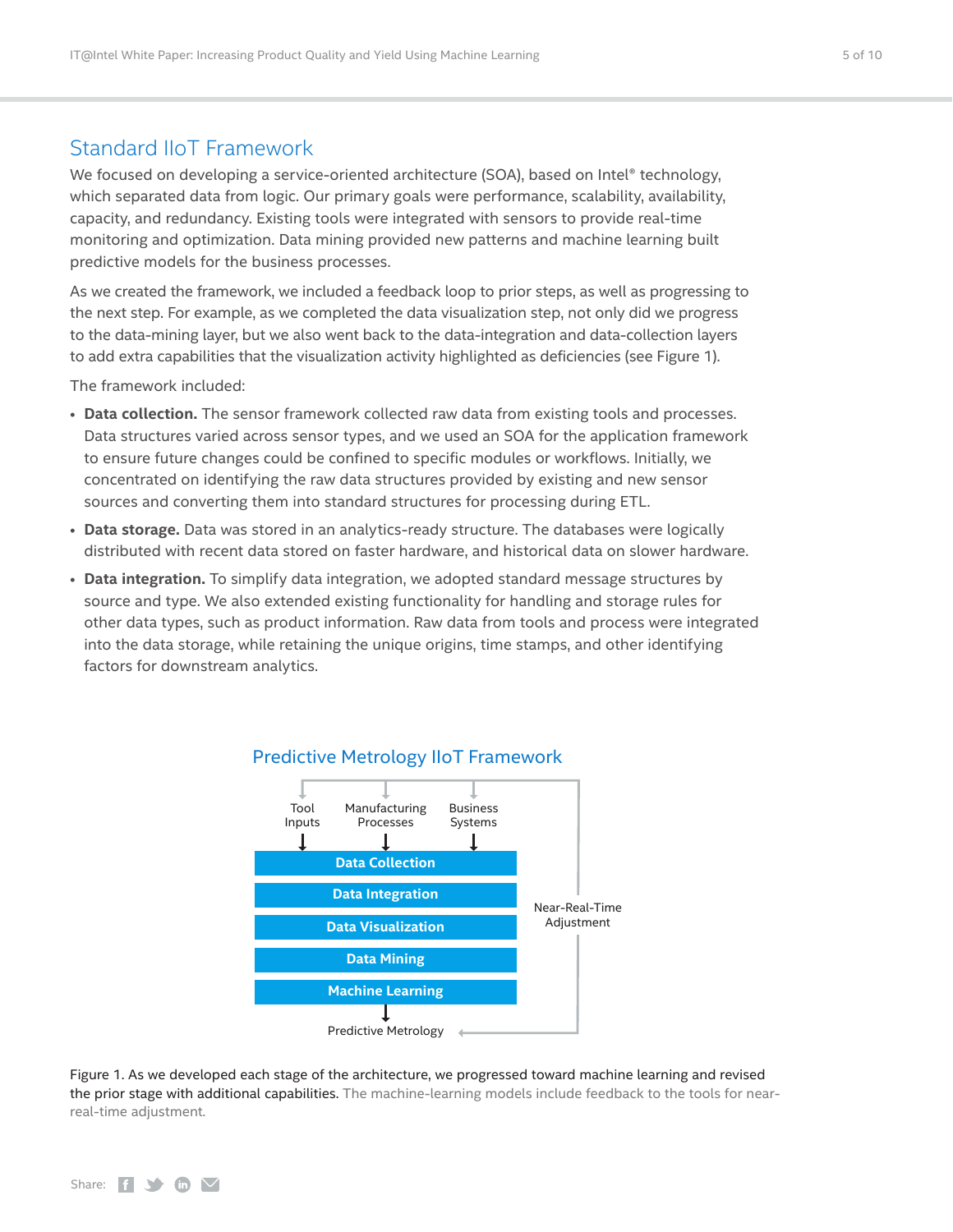## Standard IIoT Framework

We focused on developing a service-oriented architecture (SOA), based on Intel® technology, which separated data from logic. Our primary goals were performance, scalability, availability, capacity, and redundancy. Existing tools were integrated with sensors to provide real-time monitoring and optimization. Data mining provided new patterns and machine learning built predictive models for the business processes.

As we created the framework, we included a feedback loop to prior steps, as well as progressing to the next step. For example, as we completed the data visualization step, not only did we progress to the data-mining layer, but we also went back to the data-integration and data-collection layers to add extra capabilities that the visualization activity highlighted as deficiencies (see Figure 1).

The framework included:

- **Data collection.** The sensor framework collected raw data from existing tools and processes. Data structures varied across sensor types, and we used an SOA for the application framework to ensure future changes could be confined to specific modules or workflows. Initially, we concentrated on identifying the raw data structures provided by existing and new sensor sources and converting them into standard structures for processing during ETL.
- **Data storage.** Data was stored in an analytics-ready structure. The databases were logically distributed with recent data stored on faster hardware, and historical data on slower hardware.
- **Data integration.** To simplify data integration, we adopted standard message structures by source and type. We also extended existing functionality for handling and storage rules for other data types, such as product information. Raw data from tools and process were integrated into the data storage, while retaining the unique origins, time stamps, and other identifying factors for downstream analytics.

### Predictive Metrology IIoT Framework

Tool Inputs → Manufacturing Processes → Business Systems

Data Collection
Data Integration
Data Visualization
Data Mining
Machine Learning

Predictive Metrology

Near-Real-Time Adjustment

Figure 1. As we developed each stage of the architecture, we progressed toward machine learning and revised the prior stage with additional capabilities. The machine-learning models include feedback to the tools for near-real-time adjustment.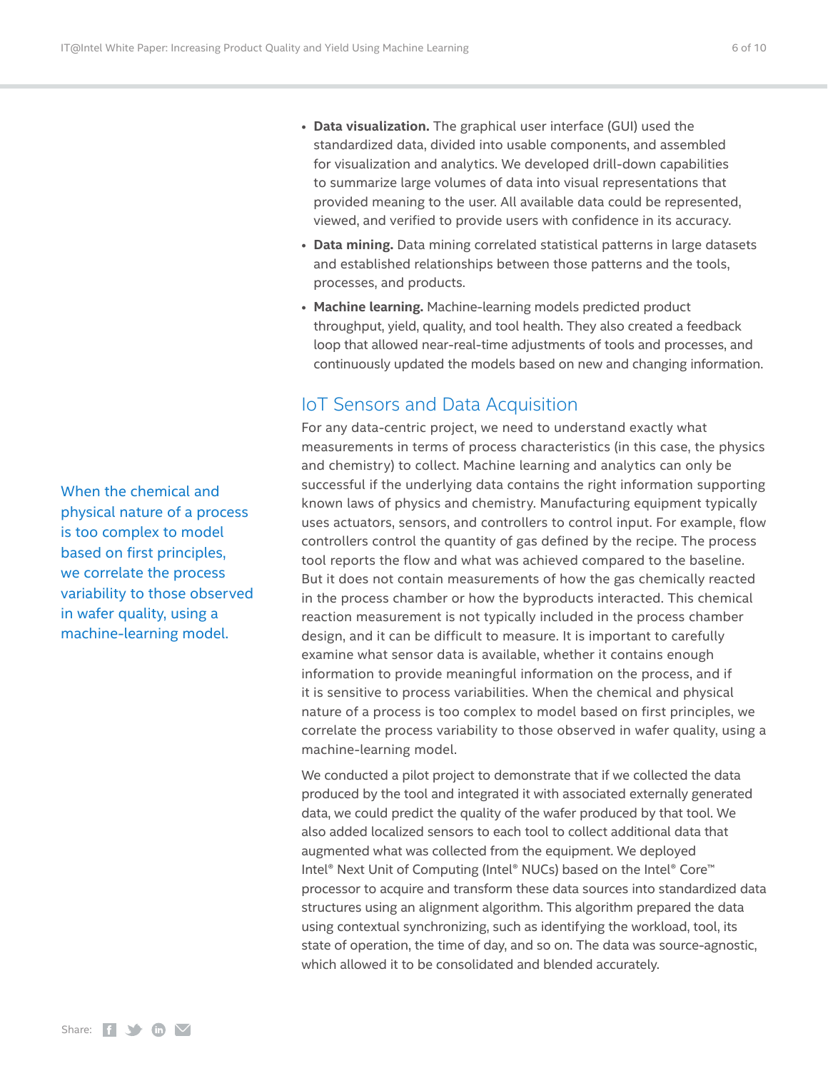- **Data visualization.** The graphical user interface (GUI) used the standardized data, divided into usable components, and assembled for visualization and analytics. We developed drill-down capabilities to summarize large volumes of data into visual representations that provided meaning to the user. All available data could be represented, viewed, and verified to provide users with confidence in its accuracy.
- **Data mining.** Data mining correlated statistical patterns in large datasets and established relationships between those patterns and the tools, processes, and products.
- **Machine learning.** Machine-learning models predicted product throughput, yield, quality, and tool health. They also created a feedback loop that allowed near-real-time adjustments of tools and processes, and continuously updated the models based on new and changing information.

## IoT Sensors and Data Acquisition

For any data-centric project, we need to understand exactly what measurements in terms of process characteristics (in this case, the physics and chemistry) to collect. Machine learning and analytics can only be successful if the underlying data contains the right information supporting known laws of physics and chemistry. Manufacturing equipment typically uses actuators, sensors, and controllers to control input. For example, flow controllers control the quantity of gas defined by the recipe. The process tool reports the flow and what was achieved compared to the baseline. But it does not contain measurements of how the gas chemically reacted in the process chamber or how the byproducts interacted. This chemical reaction measurement is not typically included in the process chamber design, and it can be difficult to measure. It is important to carefully examine what sensor data is available, whether it contains enough information to provide meaningful information on the process, and if it is sensitive to process variabilities. When the chemical and physical nature of a process is too complex to model based on first principles, we correlate the process variability to those observed in wafer quality, using a machine-learning model.

> When the chemical and physical nature of a process is too complex to model based on first principles, we correlate the process variability to those observed in wafer quality, using a machine-learning model.

We conducted a pilot project to demonstrate that if we collected the data produced by the tool and integrated it with associated externally generated data, we could predict the quality of the wafer produced by that tool. We also added localized sensors to each tool to collect additional data that augmented what was collected from the equipment. We deployed Intel® Next Unit of Computing (Intel® NUCs) based on the Intel® Core™ processor to acquire and transform these data sources into standardized data structures using an alignment algorithm. This algorithm prepared the data using contextual synchronizing, such as identifying the workload, tool, its state of operation, the time of day, and so on. The data was source-agnostic, which allowed it to be consolidated and blended accurately.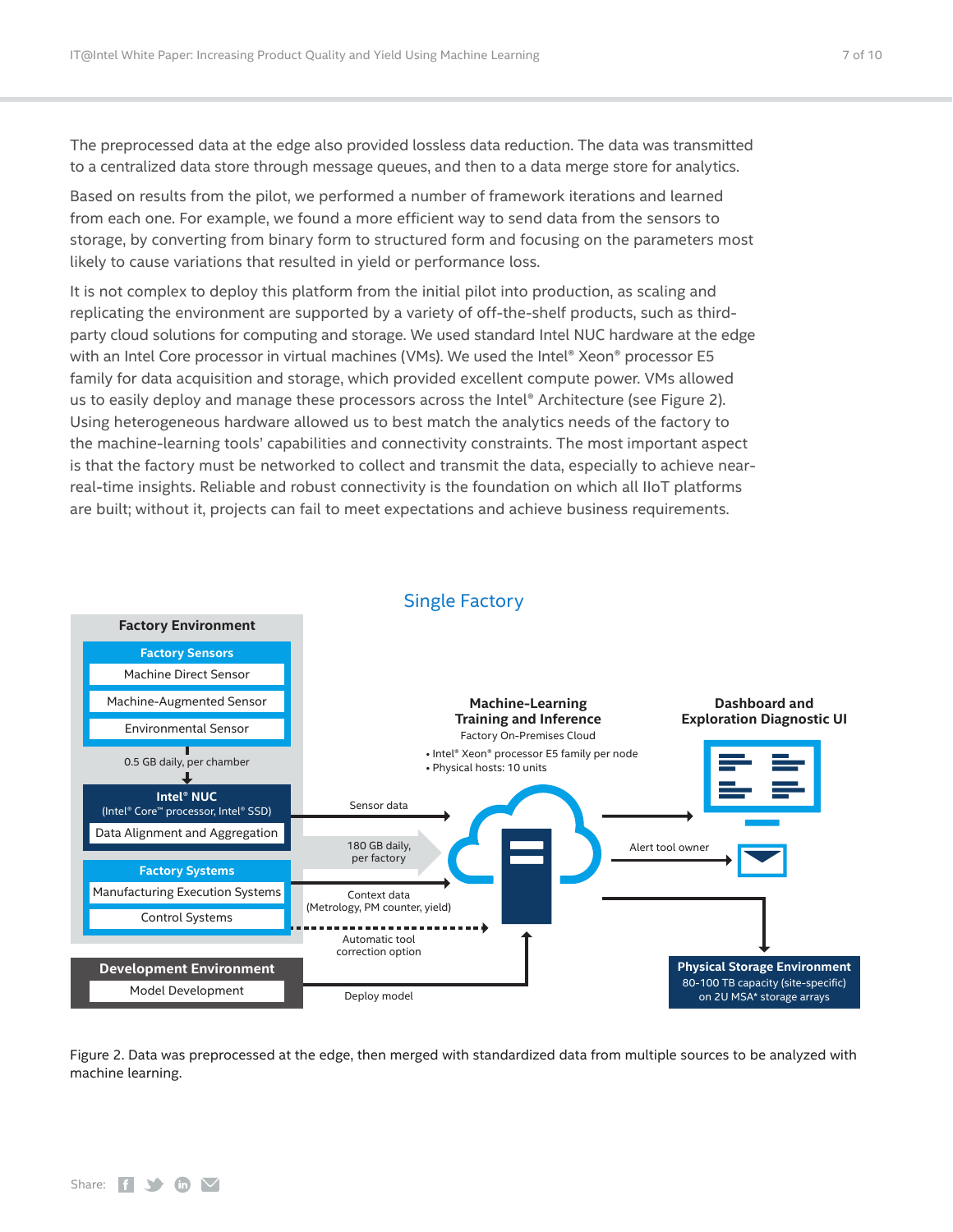The preprocessed data at the edge also provided lossless data reduction. The data was transmitted to a centralized data store through message queues, and then to a data merge store for analytics.

Based on results from the pilot, we performed a number of framework iterations and learned from each one. For example, we found a more efficient way to send data from the sensors to storage, by converting from binary form to structured form and focusing on the parameters most likely to cause variations that resulted in yield or performance loss.

It is not complex to deploy this platform from the initial pilot into production, as scaling and replicating the environment are supported by a variety of off-the-shelf products, such as third-party cloud solutions for computing and storage. We used standard Intel NUC hardware at the edge with an Intel Core processor in virtual machines (VMs). We used the Intel® Xeon® processor E5 family for data acquisition and storage, which provided excellent compute power. VMs allowed us to easily deploy and manage these processors across the Intel® Architecture (see Figure 2). Using heterogeneous hardware allowed us to best match the analytics needs of the factory to the machine-learning tools' capabilities and connectivity constraints. The most important aspect is that the factory must be networked to collect and transmit the data, especially to achieve near-real-time insights. Reliable and robust connectivity is the foundation on which all IIoT platforms are built; without it, projects can fail to meet expectations and achieve business requirements.

Single Factory

Factory Environment
- Factory Sensors
  - Machine Direct Sensor
  - Machine-Augmented Sensor
  - Environmental Sensor
- 0.5 GB daily, per chamber
- Intel® NUC (Intel® Core™ processor, Intel® SSD)
  - Data Alignment and Aggregation
- Factory Systems
  - Manufacturing Execution Systems
  - Control Systems

Development Environment
- Model Development

Sensor data

180 GB daily, per factory

Context data (Metrology, PM counter, yield)

Automatic tool correction option

Deploy model

Machine-Learning Training and Inference
Factory On-Premises Cloud
- Intel® Xeon® processor E5 family per node
- Physical hosts: 10 units

Dashboard and Exploration Diagnostic UI

Alert tool owner

Physical Storage Environment
80-100 TB capacity (site-specific) on 2U MSA* storage arrays

Figure 2. Data was preprocessed at the edge, then merged with standardized data from multiple sources to be analyzed with machine learning.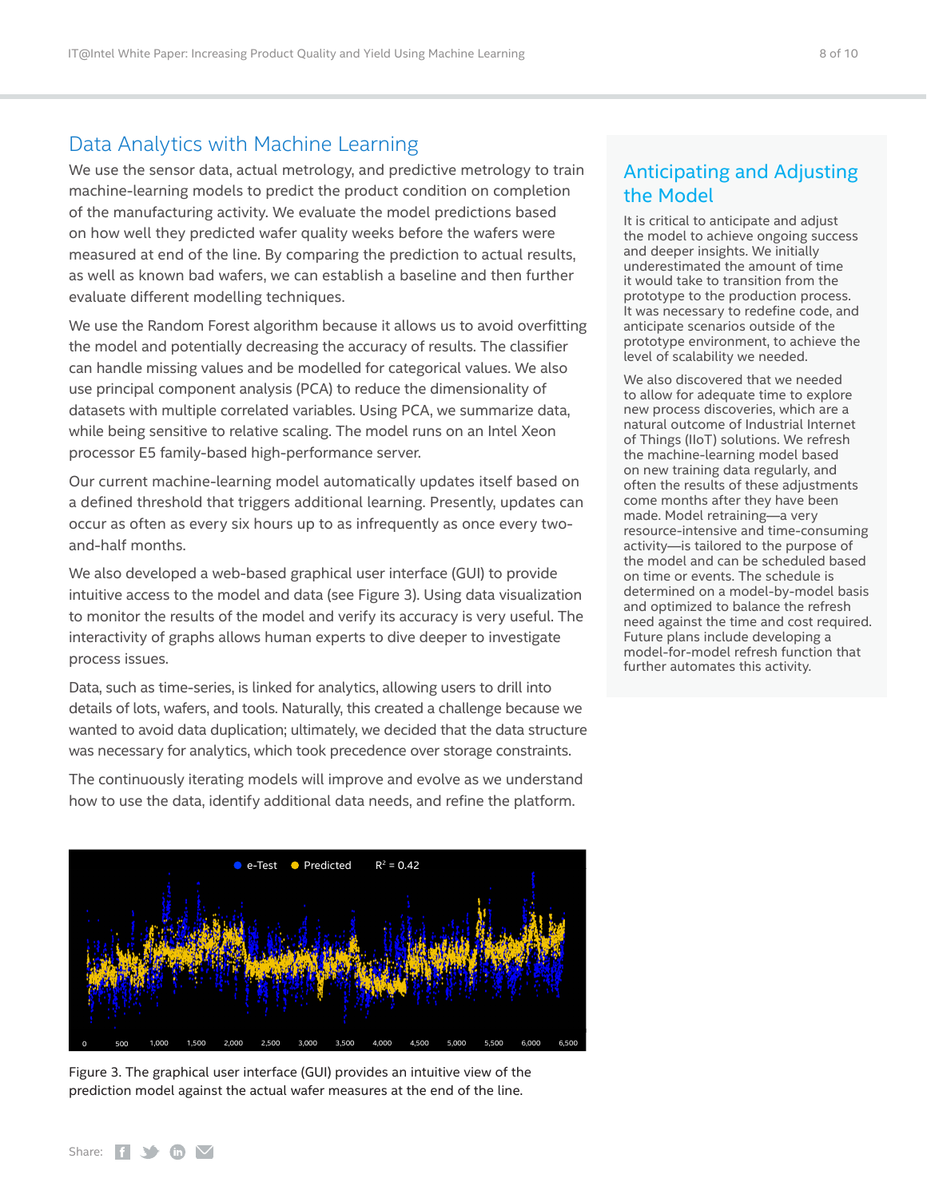## Data Analytics with Machine Learning

We use the sensor data, actual metrology, and predictive metrology to train machine-learning models to predict the product condition on completion of the manufacturing activity. We evaluate the model predictions based on how well they predicted wafer quality weeks before the wafers were measured at end of the line. By comparing the prediction to actual results, as well as known bad wafers, we can establish a baseline and then further evaluate different modelling techniques.

We use the Random Forest algorithm because it allows us to avoid overfitting the model and potentially decreasing the accuracy of results. The classifier can handle missing values and be modelled for categorical values. We also use principal component analysis (PCA) to reduce the dimensionality of datasets with multiple correlated variables. Using PCA, we summarize data, while being sensitive to relative scaling. The model runs on an Intel Xeon processor E5 family-based high-performance server.

Our current machine-learning model automatically updates itself based on a defined threshold that triggers additional learning. Presently, updates can occur as often as every six hours up to as infrequently as once every two-and-half months.

We also developed a web-based graphical user interface (GUI) to provide intuitive access to the model and data (see Figure 3). Using data visualization to monitor the results of the model and verify its accuracy is very useful. The interactivity of graphs allows human experts to dive deeper to investigate process issues.

Data, such as time-series, is linked for analytics, allowing users to drill into details of lots, wafers, and tools. Naturally, this created a challenge because we wanted to avoid data duplication; ultimately, we decided that the data structure was necessary for analytics, which took precedence over storage constraints.

The continuously iterating models will improve and evolve as we understand how to use the data, identify additional data needs, and refine the platform.

e-Test   Predicted   $R^2$ = 0.42

0   500   1,000   1,500   2,000   2,500   3,000   3,500   4,000   4,500   5,000   5,500   6,000   6,500

Figure 3. The graphical user interface (GUI) provides an intuitive view of the prediction model against the actual wafer measures at the end of the line.

## Anticipating and Adjusting the Model

It is critical to anticipate and adjust the model to achieve ongoing success and deeper insights. We initially underestimated the amount of time it would take to transition from the prototype to the production process. It was necessary to redefine code, and anticipate scenarios outside of the prototype environment, to achieve the level of scalability we needed.

We also discovered that we needed to allow for adequate time to explore new process discoveries, which are a natural outcome of Industrial Internet of Things (IIoT) solutions. We refresh the machine-learning model based on new training data regularly, and often the results of these adjustments come months after they have been made. Model retraining—a very resource-intensive and time-consuming activity—is tailored to the purpose of the model and can be scheduled based on time or events. The schedule is determined on a model-by-model basis and optimized to balance the refresh need against the time and cost required. Future plans include developing a model-for-model refresh function that further automates this activity.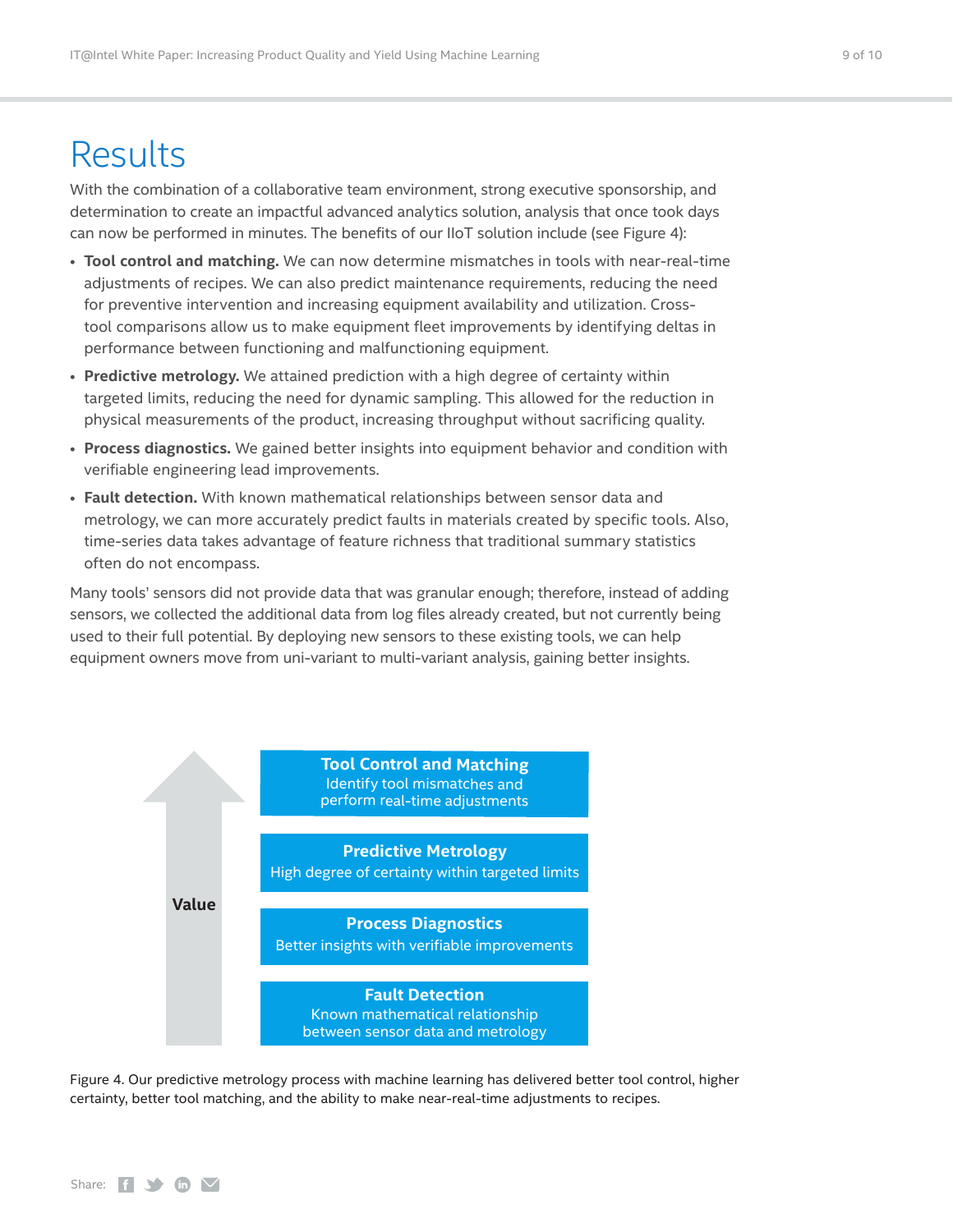# Results

With the combination of a collaborative team environment, strong executive sponsorship, and determination to create an impactful advanced analytics solution, analysis that once took days can now be performed in minutes. The benefits of our IIoT solution include (see Figure 4):

- **Tool control and matching.** We can now determine mismatches in tools with near-real-time adjustments of recipes. We can also predict maintenance requirements, reducing the need for preventive intervention and increasing equipment availability and utilization. Cross-tool comparisons allow us to make equipment fleet improvements by identifying deltas in performance between functioning and malfunctioning equipment.
- **Predictive metrology.** We attained prediction with a high degree of certainty within targeted limits, reducing the need for dynamic sampling. This allowed for the reduction in physical measurements of the product, increasing throughput without sacrificing quality.
- **Process diagnostics.** We gained better insights into equipment behavior and condition with verifiable engineering lead improvements.
- **Fault detection.** With known mathematical relationships between sensor data and metrology, we can more accurately predict faults in materials created by specific tools. Also, time-series data takes advantage of feature richness that traditional summary statistics often do not encompass.

Many tools' sensors did not provide data that was granular enough; therefore, instead of adding sensors, we collected the additional data from log files already created, but not currently being used to their full potential. By deploying new sensors to these existing tools, we can help equipment owners move from uni-variant to multi-variant analysis, gaining better insights.

**Value**

**Tool Control and Matching**
Identify tool mismatches and perform real-time adjustments

**Predictive Metrology**
High degree of certainty within targeted limits

**Process Diagnostics**
Better insights with verifiable improvements

**Fault Detection**
Known mathematical relationship between sensor data and metrology

Figure 4. Our predictive metrology process with machine learning has delivered better tool control, higher certainty, better tool matching, and the ability to make near-real-time adjustments to recipes.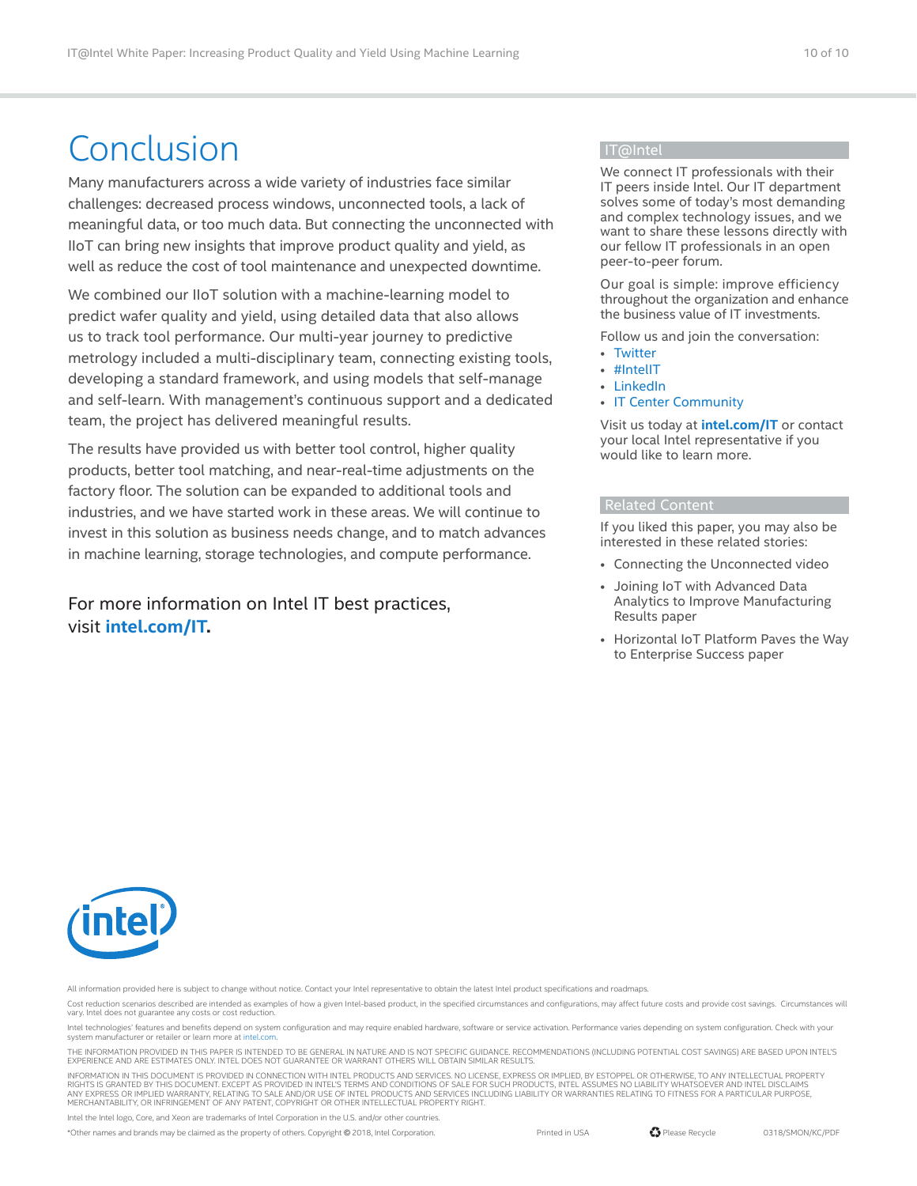# Conclusion

Many manufacturers across a wide variety of industries face similar challenges: decreased process windows, unconnected tools, a lack of meaningful data, or too much data. But connecting the unconnected with IIoT can bring new insights that improve product quality and yield, as well as reduce the cost of tool maintenance and unexpected downtime.

We combined our IIoT solution with a machine-learning model to predict wafer quality and yield, using detailed data that also allows us to track tool performance. Our multi-year journey to predictive metrology included a multi-disciplinary team, connecting existing tools, developing a standard framework, and using models that self-manage and self-learn. With management's continuous support and a dedicated team, the project has delivered meaningful results.

The results have provided us with better tool control, higher quality products, better tool matching, and near-real-time adjustments on the factory floor. The solution can be expanded to additional tools and industries, and we have started work in these areas. We will continue to invest in this solution as business needs change, and to match advances in machine learning, storage technologies, and compute performance.

For more information on Intel IT best practices, visit **intel.com/IT**.

## IT@Intel

We connect IT professionals with their IT peers inside Intel. Our IT department solves some of today's most demanding and complex technology issues, and we want to share these lessons directly with our fellow IT professionals in an open peer-to-peer forum.

Our goal is simple: improve efficiency throughout the organization and enhance the business value of IT investments.

Follow us and join the conversation:

- Twitter
- #IntelIT
- LinkedIn
- IT Center Community

Visit us today at **intel.com/IT** or contact your local Intel representative if you would like to learn more.

## Related Content

If you liked this paper, you may also be interested in these related stories:

- Connecting the Unconnected video
- Joining IoT with Advanced Data Analytics to Improve Manufacturing Results paper
- Horizontal IoT Platform Paves the Way to Enterprise Success paper

All information provided here is subject to change without notice. Contact your Intel representative to obtain the latest Intel product specifications and roadmaps.

Cost reduction scenarios described are intended as examples of how a given Intel-based product, in the specified circumstances and configurations, may affect future costs and provide cost savings. Circumstances will vary. Intel does not guarantee any costs or cost reduction.

Intel technologies' features and benefits depend on system configuration and may require enabled hardware, software or service activation. Performance varies depending on system configuration. Check with your system manufacturer or retailer or learn more at intel.com.

THE INFORMATION PROVIDED IN THIS PAPER IS INTENDED TO BE GENERAL IN NATURE AND IS NOT SPECIFIC GUIDANCE. RECOMMENDATIONS (INCLUDING POTENTIAL COST SAVINGS) ARE BASED UPON INTEL'S EXPERIENCE AND ARE ESTIMATES ONLY. INTEL DOES NOT GUARANTEE OR WARRANT OTHERS WILL OBTAIN SIMILAR RESULTS.

INFORMATION IN THIS DOCUMENT IS PROVIDED IN CONNECTION WITH INTEL PRODUCTS AND SERVICES. NO LICENSE, EXPRESS OR IMPLIED, BY ESTOPPEL OR OTHERWISE, TO ANY INTELLECTUAL PROPERTY RIGHTS IS GRANTED BY THIS DOCUMENT. EXCEPT AS PROVIDED IN INTEL'S TERMS AND CONDITIONS OF SALE FOR SUCH PRODUCTS, INTEL ASSUMES NO LIABILITY WHATSOEVER AND INTEL DISCLAIMS ANY EXPRESS OR IMPLIED WARRANTY, RELATING TO SALE AND/OR USE OF INTEL PRODUCTS AND SERVICES INCLUDING LIABILITY OR WARRANTIES RELATING TO FITNESS FOR A PARTICULAR PURPOSE, MERCHANTABILITY, OR INFRINGEMENT OF ANY PATENT, COPYRIGHT OR OTHER INTELLECTUAL PROPERTY RIGHT.

Intel the Intel logo, Core, and Xeon are trademarks of Intel Corporation in the U.S. and/or other countries.

*Other names and brands may be claimed as the property of others. Copyright © 2018, Intel Corporation. Printed in USA Please Recycle 0318/SMON/KC/PDF